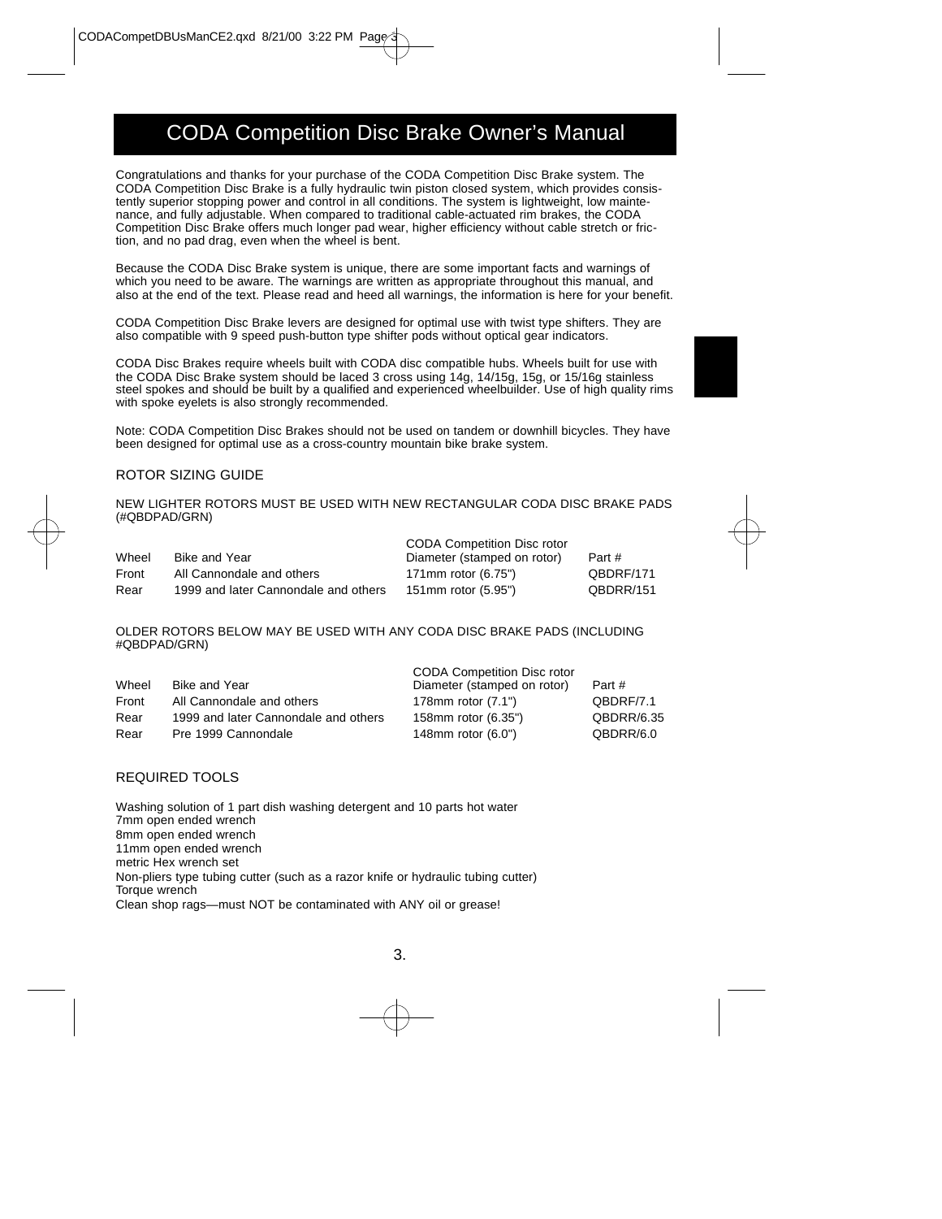# CODA Competition Disc Brake Owner's Manual

Congratulations and thanks for your purchase of the CODA Competition Disc Brake system. The CODA Competition Disc Brake is a fully hydraulic twin piston closed system, which provides consistently superior stopping power and control in all conditions. The system is lightweight, low maintenance, and fully adjustable. When compared to traditional cable-actuated rim brakes, the CODA Competition Disc Brake offers much longer pad wear, higher efficiency without cable stretch or friction, and no pad drag, even when the wheel is bent.

Because the CODA Disc Brake system is unique, there are some important facts and warnings of which you need to be aware. The warnings are written as appropriate throughout this manual, and also at the end of the text. Please read and heed all warnings, the information is here for your benefit.

CODA Competition Disc Brake levers are designed for optimal use with twist type shifters. They are also compatible with 9 speed push-button type shifter pods without optical gear indicators.

CODA Disc Brakes require wheels built with CODA disc compatible hubs. Wheels built for use with the CODA Disc Brake system should be laced 3 cross using 14g, 14/15g, 15g, or 15/16g stainless steel spokes and should be built by a qualified and experienced wheelbuilder. Use of high quality rims with spoke eyelets is also strongly recommended.

Note: CODA Competition Disc Brakes should not be used on tandem or downhill bicycles. They have been designed for optimal use as a cross-country mountain bike brake system.

## ROTOR SIZING GUIDE

NEW LIGHTER ROTORS MUST BE USED WITH NEW RECTANGULAR CODA DISC BRAKE PADS (#QBDPAD/GRN)

| Wheel | Bike and Year | CODA Competition Disc rotor Diameter (stamped on rotor) | Part # |
|---|---|---|---|
| Front | All Cannondale and others | 171mm rotor (6.75") | QBDRF/171 |
| Rear | 1999 and later Cannondale and others | 151mm rotor (5.95") | QBDRR/151 |

OLDER ROTORS BELOW MAY BE USED WITH ANY CODA DISC BRAKE PADS (INCLUDING #QBDPAD/GRN)

| Wheel | Bike and Year | CODA Competition Disc rotor Diameter (stamped on rotor) | Part # |
|---|---|---|---|
| Front | All Cannondale and others | 178mm rotor (7.1") | QBDRF/7.1 |
| Rear | 1999 and later Cannondale and others | 158mm rotor (6.35") | QBDRR/6.35 |
| Rear | Pre 1999 Cannondale | 148mm rotor (6.0") | QBDRR/6.0 |

## REQUIRED TOOLS

Washing solution of 1 part dish washing detergent and 10 parts hot water
7mm open ended wrench
8mm open ended wrench
11mm open ended wrench
metric Hex wrench set
Non-pliers type tubing cutter (such as a razor knife or hydraulic tubing cutter)
Torque wrench
Clean shop rags—must NOT be contaminated with ANY oil or grease!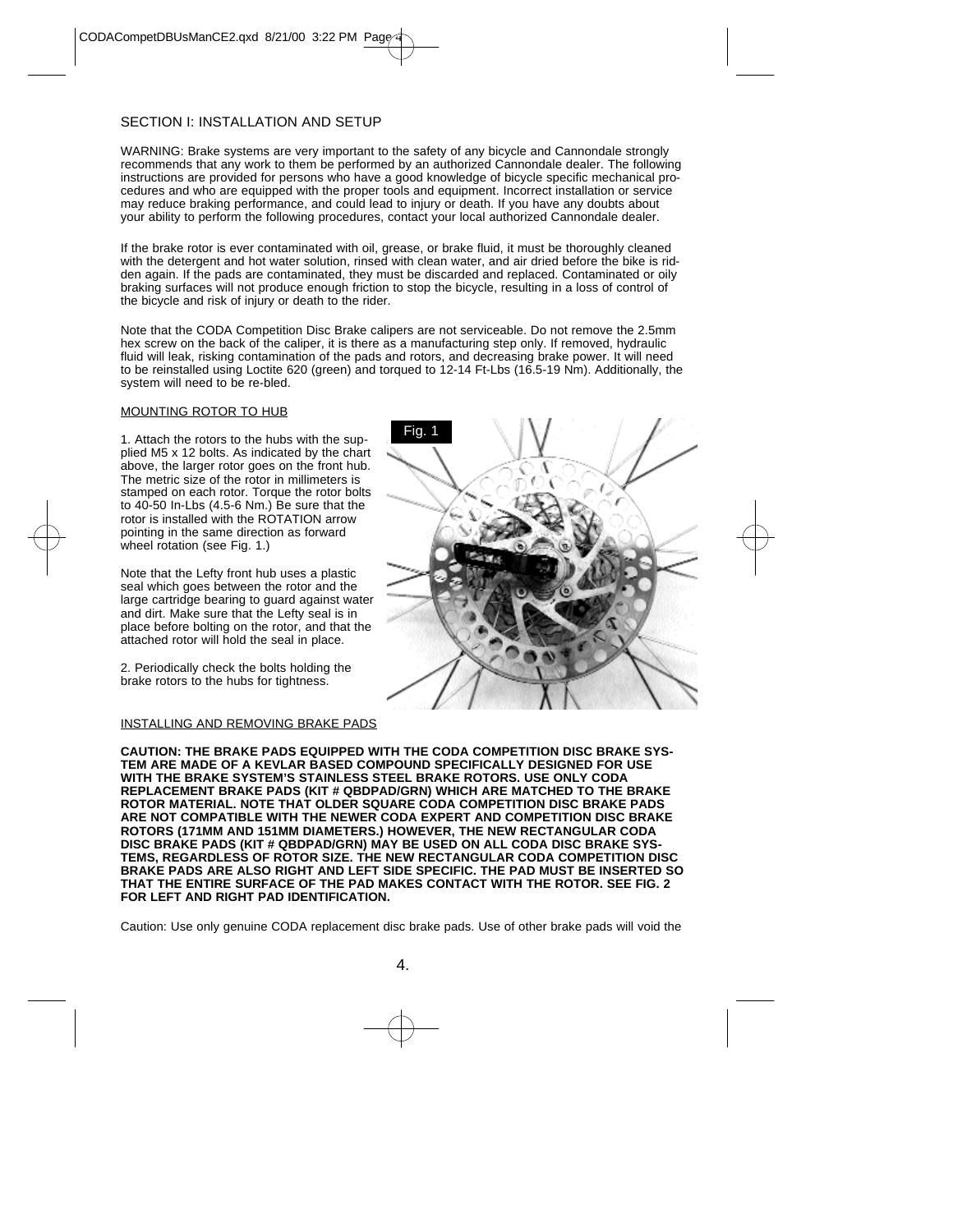## SECTION I: INSTALLATION AND SETUP

WARNING: Brake systems are very important to the safety of any bicycle and Cannondale strongly recommends that any work to them be performed by an authorized Cannondale dealer. The following instructions are provided for persons who have a good knowledge of bicycle specific mechanical procedures and who are equipped with the proper tools and equipment. Incorrect installation or service may reduce braking performance, and could lead to injury or death. If you have any doubts about your ability to perform the following procedures, contact your local authorized Cannondale dealer.

If the brake rotor is ever contaminated with oil, grease, or brake fluid, it must be thoroughly cleaned with the detergent and hot water solution, rinsed with clean water, and air dried before the bike is ridden again. If the pads are contaminated, they must be discarded and replaced. Contaminated or oily braking surfaces will not produce enough friction to stop the bicycle, resulting in a loss of control of the bicycle and risk of injury or death to the rider.

Note that the CODA Competition Disc Brake calipers are not serviceable. Do not remove the 2.5mm hex screw on the back of the caliper, it is there as a manufacturing step only. If removed, hydraulic fluid will leak, risking contamination of the pads and rotors, and decreasing brake power. It will need to be reinstalled using Loctite 620 (green) and torqued to 12-14 Ft-Lbs (16.5-19 Nm). Additionally, the system will need to be re-bled.

### MOUNTING ROTOR TO HUB

1. Attach the rotors to the hubs with the supplied M5 x 12 bolts. As indicated by the chart above, the larger rotor goes on the front hub. The metric size of the rotor in millimeters is stamped on each rotor. Torque the rotor bolts to 40-50 In-Lbs (4.5-6 Nm.) Be sure that the rotor is installed with the ROTATION arrow pointing in the same direction as forward wheel rotation (see Fig. 1.)

Note that the Lefty front hub uses a plastic seal which goes between the rotor and the large cartridge bearing to guard against water and dirt. Make sure that the Lefty seal is in place before bolting on the rotor, and that the attached rotor will hold the seal in place.

2. Periodically check the bolts holding the brake rotors to the hubs for tightness.

Fig. 1

### INSTALLING AND REMOVING BRAKE PADS

**CAUTION: THE BRAKE PADS EQUIPPED WITH THE CODA COMPETITION DISC BRAKE SYSTEM ARE MADE OF A KEVLAR BASED COMPOUND SPECIFICALLY DESIGNED FOR USE WITH THE BRAKE SYSTEM'S STAINLESS STEEL BRAKE ROTORS. USE ONLY CODA REPLACEMENT BRAKE PADS (KIT # QBDPAD/GRN) WHICH ARE MATCHED TO THE BRAKE ROTOR MATERIAL. NOTE THAT OLDER SQUARE CODA COMPETITION DISC BRAKE PADS ARE NOT COMPATIBLE WITH THE NEWER CODA EXPERT AND COMPETITION DISC BRAKE ROTORS (171MM AND 151MM DIAMETERS.) HOWEVER, THE NEW RECTANGULAR CODA DISC BRAKE PADS (KIT # QBDPAD/GRN) MAY BE USED ON ALL CODA DISC BRAKE SYSTEMS, REGARDLESS OF ROTOR SIZE. THE NEW RECTANGULAR CODA COMPETITION DISC BRAKE PADS ARE ALSO RIGHT AND LEFT SIDE SPECIFIC. THE PAD MUST BE INSERTED SO THAT THE ENTIRE SURFACE OF THE PAD MAKES CONTACT WITH THE ROTOR. SEE FIG. 2 FOR LEFT AND RIGHT PAD IDENTIFICATION.**

Caution: Use only genuine CODA replacement disc brake pads. Use of other brake pads will void the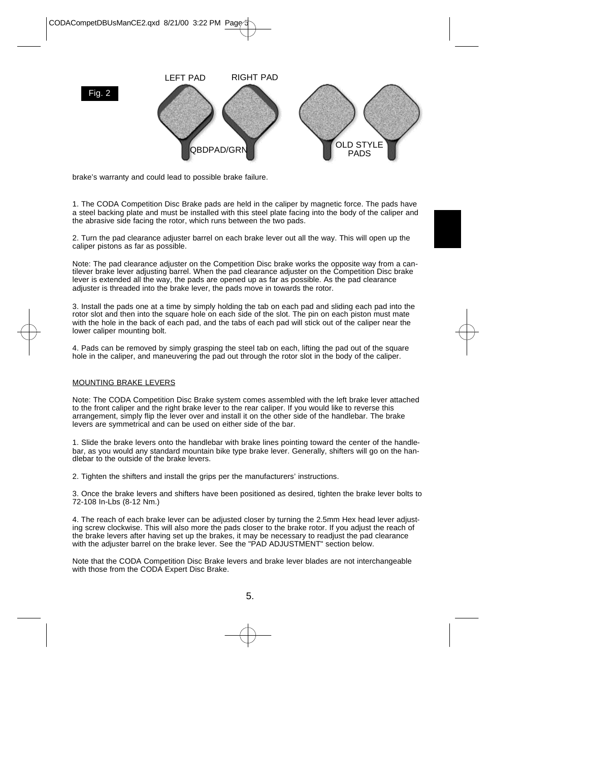Fig. 2

LEFT PAD

RIGHT PAD

QBDPAD/GRN

OLD STYLE PADS

brake's warranty and could lead to possible brake failure.

1. The CODA Competition Disc Brake pads are held in the caliper by magnetic force. The pads have a steel backing plate and must be installed with this steel plate facing into the body of the caliper and the abrasive side facing the rotor, which runs between the two pads.

2. Turn the pad clearance adjuster barrel on each brake lever out all the way. This will open up the caliper pistons as far as possible.

Note: The pad clearance adjuster on the Competition Disc brake works the opposite way from a cantilever brake lever adjusting barrel. When the pad clearance adjuster on the Competition Disc brake lever is extended all the way, the pads are opened up as far as possible. As the pad clearance adjuster is threaded into the brake lever, the pads move in towards the rotor.

3. Install the pads one at a time by simply holding the tab on each pad and sliding each pad into the rotor slot and then into the square hole on each side of the slot. The pin on each piston must mate with the hole in the back of each pad, and the tabs of each pad will stick out of the caliper near the lower caliper mounting bolt.

4. Pads can be removed by simply grasping the steel tab on each, lifting the pad out of the square hole in the caliper, and maneuvering the pad out through the rotor slot in the body of the caliper.

## MOUNTING BRAKE LEVERS

Note: The CODA Competition Disc Brake system comes assembled with the left brake lever attached to the front caliper and the right brake lever to the rear caliper. If you would like to reverse this arrangement, simply flip the lever over and install it on the other side of the handlebar. The brake levers are symmetrical and can be used on either side of the bar.

1. Slide the brake levers onto the handlebar with brake lines pointing toward the center of the handlebar, as you would any standard mountain bike type brake lever. Generally, shifters will go on the handlebar to the outside of the brake levers.

2. Tighten the shifters and install the grips per the manufacturers' instructions.

3. Once the brake levers and shifters have been positioned as desired, tighten the brake lever bolts to 72-108 In-Lbs (8-12 Nm.)

4. The reach of each brake lever can be adjusted closer by turning the 2.5mm Hex head lever adjusting screw clockwise. This will also more the pads closer to the brake rotor. If you adjust the reach of the brake levers after having set up the brakes, it may be necessary to readjust the pad clearance with the adjuster barrel on the brake lever. See the "PAD ADJUSTMENT" section below.

Note that the CODA Competition Disc Brake levers and brake lever blades are not interchangeable with those from the CODA Expert Disc Brake.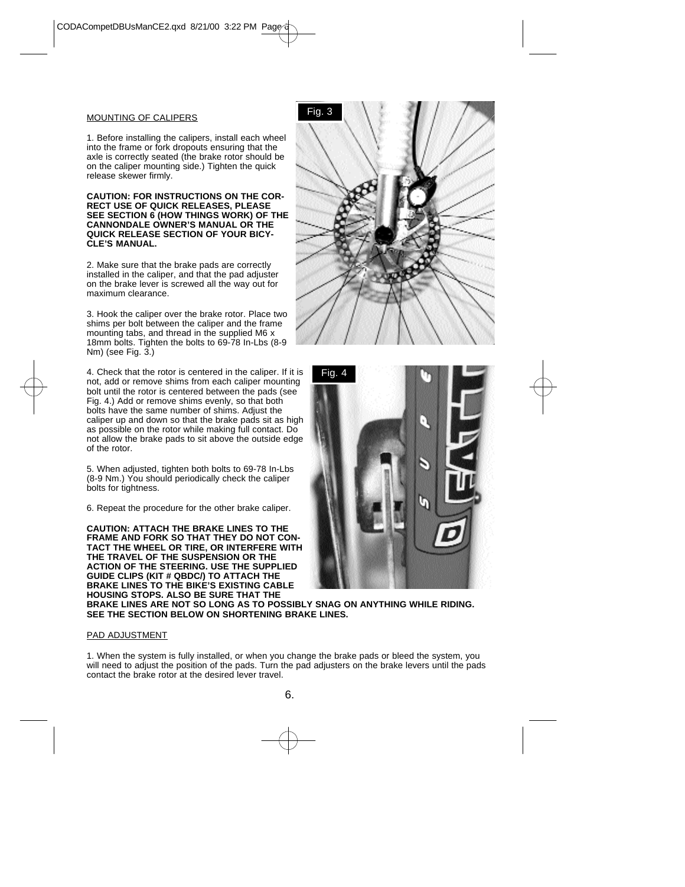## MOUNTING OF CALIPERS

1. Before installing the calipers, install each wheel into the frame or fork dropouts ensuring that the axle is correctly seated (the brake rotor should be on the caliper mounting side.) Tighten the quick release skewer firmly.

**CAUTION: FOR INSTRUCTIONS ON THE CORRECT USE OF QUICK RELEASES, PLEASE SEE SECTION 6 (HOW THINGS WORK) OF THE CANNONDALE OWNER'S MANUAL OR THE QUICK RELEASE SECTION OF YOUR BICYCLE'S MANUAL.**

2. Make sure that the brake pads are correctly installed in the caliper, and that the pad adjuster on the brake lever is screwed all the way out for maximum clearance.

3. Hook the caliper over the brake rotor. Place two shims per bolt between the caliper and the frame mounting tabs, and thread in the supplied M6 x 18mm bolts. Tighten the bolts to 69-78 In-Lbs (8-9 Nm) (see Fig. 3.)

Fig. 3

4. Check that the rotor is centered in the caliper. If it is not, add or remove shims from each caliper mounting bolt until the rotor is centered between the pads (see Fig. 4.) Add or remove shims evenly, so that both bolts have the same number of shims. Adjust the caliper up and down so that the brake pads sit as high as possible on the rotor while making full contact. Do not allow the brake pads to sit above the outside edge of the rotor.

Fig. 4

5. When adjusted, tighten both bolts to 69-78 In-Lbs (8-9 Nm.) You should periodically check the caliper bolts for tightness.

6. Repeat the procedure for the other brake caliper.

**CAUTION: ATTACH THE BRAKE LINES TO THE FRAME AND FORK SO THAT THEY DO NOT CONTACT THE WHEEL OR TIRE, OR INTERFERE WITH THE TRAVEL OF THE SUSPENSION OR THE ACTION OF THE STEERING. USE THE SUPPLIED GUIDE CLIPS (KIT # QBDC/) TO ATTACH THE BRAKE LINES TO THE BIKE'S EXISTING CABLE HOUSING STOPS. ALSO BE SURE THAT THE BRAKE LINES ARE NOT SO LONG AS TO POSSIBLY SNAG ON ANYTHING WHILE RIDING. SEE THE SECTION BELOW ON SHORTENING BRAKE LINES.**

## PAD ADJUSTMENT

1. When the system is fully installed, or when you change the brake pads or bleed the system, you will need to adjust the position of the pads. Turn the pad adjusters on the brake levers until the pads contact the brake rotor at the desired lever travel.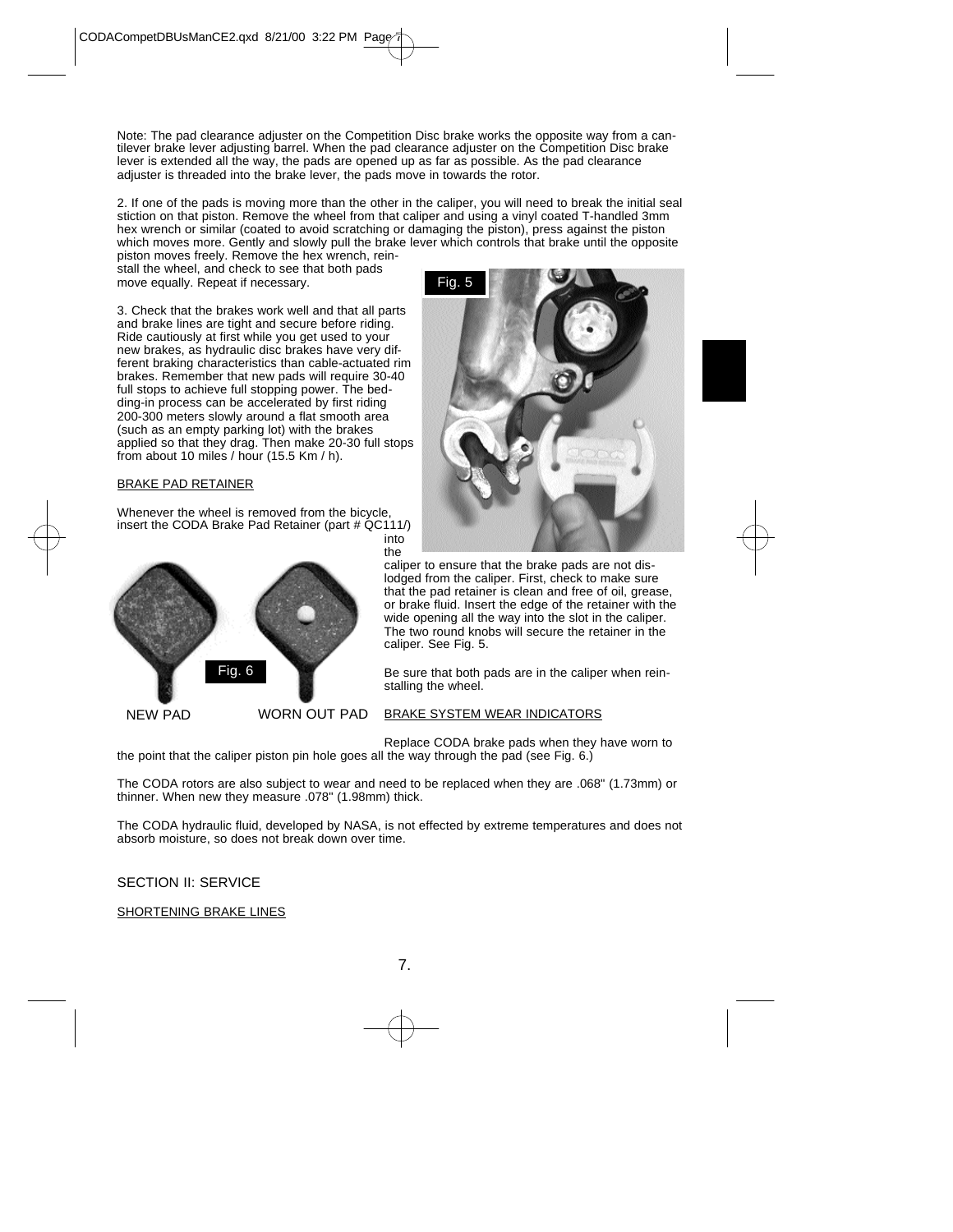Note: The pad clearance adjuster on the Competition Disc brake works the opposite way from a cantilever brake lever adjusting barrel. When the pad clearance adjuster on the Competition Disc brake lever is extended all the way, the pads are opened up as far as possible. As the pad clearance adjuster is threaded into the brake lever, the pads move in towards the rotor.

2. If one of the pads is moving more than the other in the caliper, you will need to break the initial seal stiction on that piston. Remove the wheel from that caliper and using a vinyl coated T-handled 3mm hex wrench or similar (coated to avoid scratching or damaging the piston), press against the piston which moves more. Gently and slowly pull the brake lever which controls that brake until the opposite piston moves freely. Remove the hex wrench, reinstall the wheel, and check to see that both pads move equally. Repeat if necessary.

3. Check that the brakes work well and that all parts and brake lines are tight and secure before riding. Ride cautiously at first while you get used to your new brakes, as hydraulic disc brakes have very different braking characteristics than cable-actuated rim brakes. Remember that new pads will require 30-40 full stops to achieve full stopping power. The bedding-in process can be accelerated by first riding 200-300 meters slowly around a flat smooth area (such as an empty parking lot) with the brakes applied so that they drag. Then make 20-30 full stops from about 10 miles / hour (15.5 Km / h).

Fig. 5

BRAKE PAD RETAINER

Whenever the wheel is removed from the bicycle, insert the CODA Brake Pad Retainer (part # QC111/) into the caliper to ensure that the brake pads are not dislodged from the caliper. First, check to make sure that the pad retainer is clean and free of oil, grease, or brake fluid. Insert the edge of the retainer with the wide opening all the way into the slot in the caliper. The two round knobs will secure the retainer in the caliper. See Fig. 5.

Be sure that both pads are in the caliper when reinstalling the wheel.

Fig. 6

NEW PAD WORN OUT PAD

BRAKE SYSTEM WEAR INDICATORS

Replace CODA brake pads when they have worn to the point that the caliper piston pin hole goes all the way through the pad (see Fig. 6.)

The CODA rotors are also subject to wear and need to be replaced when they are .068" (1.73mm) or thinner. When new they measure .078" (1.98mm) thick.

The CODA hydraulic fluid, developed by NASA, is not effected by extreme temperatures and does not absorb moisture, so does not break down over time.

## SECTION II: SERVICE

SHORTENING BRAKE LINES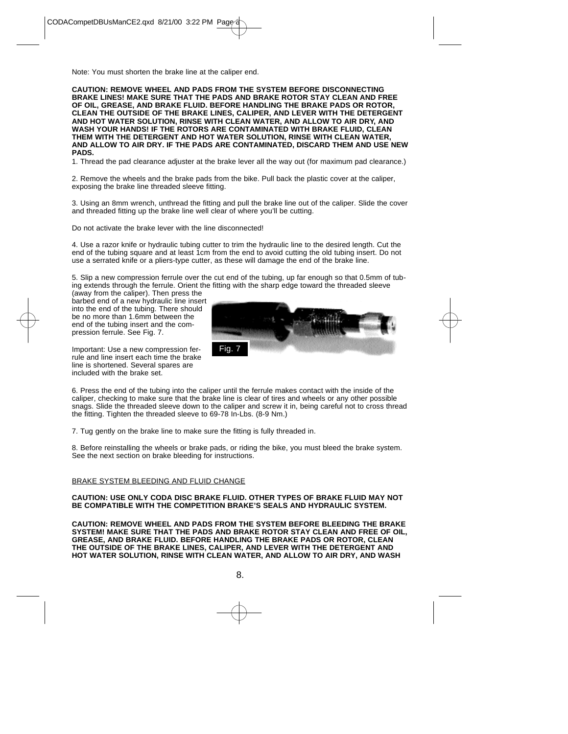Note: You must shorten the brake line at the caliper end.

**CAUTION: REMOVE WHEEL AND PADS FROM THE SYSTEM BEFORE DISCONNECTING BRAKE LINES! MAKE SURE THAT THE PADS AND BRAKE ROTOR STAY CLEAN AND FREE OF OIL, GREASE, AND BRAKE FLUID. BEFORE HANDLING THE BRAKE PADS OR ROTOR, CLEAN THE OUTSIDE OF THE BRAKE LINES, CALIPER, AND LEVER WITH THE DETERGENT AND HOT WATER SOLUTION, RINSE WITH CLEAN WATER, AND ALLOW TO AIR DRY, AND WASH YOUR HANDS! IF THE ROTORS ARE CONTAMINATED WITH BRAKE FLUID, CLEAN THEM WITH THE DETERGENT AND HOT WATER SOLUTION, RINSE WITH CLEAN WATER, AND ALLOW TO AIR DRY. IF THE PADS ARE CONTAMINATED, DISCARD THEM AND USE NEW PADS.**

1. Thread the pad clearance adjuster at the brake lever all the way out (for maximum pad clearance.)

2. Remove the wheels and the brake pads from the bike. Pull back the plastic cover at the caliper, exposing the brake line threaded sleeve fitting.

3. Using an 8mm wrench, unthread the fitting and pull the brake line out of the caliper. Slide the cover and threaded fitting up the brake line well clear of where you'll be cutting.

Do not activate the brake lever with the line disconnected!

4. Use a razor knife or hydraulic tubing cutter to trim the hydraulic line to the desired length. Cut the end of the tubing square and at least 1cm from the end to avoid cutting the old tubing insert. Do not use a serrated knife or a pliers-type cutter, as these will damage the end of the brake line.

5. Slip a new compression ferrule over the cut end of the tubing, up far enough so that 0.5mm of tubing extends through the ferrule. Orient the fitting with the sharp edge toward the threaded sleeve (away from the caliper). Then press the barbed end of a new hydraulic line insert into the end of the tubing. There should be no more than 1.6mm between the end of the tubing insert and the compression ferrule. See Fig. 7.

Fig. 7

Important: Use a new compression ferrule and line insert each time the brake line is shortened. Several spares are included with the brake set.

6. Press the end of the tubing into the caliper until the ferrule makes contact with the inside of the caliper, checking to make sure that the brake line is clear of tires and wheels or any other possible snags. Slide the threaded sleeve down to the caliper and screw it in, being careful not to cross thread the fitting. Tighten the threaded sleeve to 69-78 In-Lbs. (8-9 Nm.)

7. Tug gently on the brake line to make sure the fitting is fully threaded in.

8. Before reinstalling the wheels or brake pads, or riding the bike, you must bleed the brake system. See the next section on brake bleeding for instructions.

## BRAKE SYSTEM BLEEDING AND FLUID CHANGE

**CAUTION: USE ONLY CODA DISC BRAKE FLUID. OTHER TYPES OF BRAKE FLUID MAY NOT BE COMPATIBLE WITH THE COMPETITION BRAKE'S SEALS AND HYDRAULIC SYSTEM.**

**CAUTION: REMOVE WHEEL AND PADS FROM THE SYSTEM BEFORE BLEEDING THE BRAKE SYSTEM! MAKE SURE THAT THE PADS AND BRAKE ROTOR STAY CLEAN AND FREE OF OIL, GREASE, AND BRAKE FLUID. BEFORE HANDLING THE BRAKE PADS OR ROTOR, CLEAN THE OUTSIDE OF THE BRAKE LINES, CALIPER, AND LEVER WITH THE DETERGENT AND HOT WATER SOLUTION, RINSE WITH CLEAN WATER, AND ALLOW TO AIR DRY, AND WASH**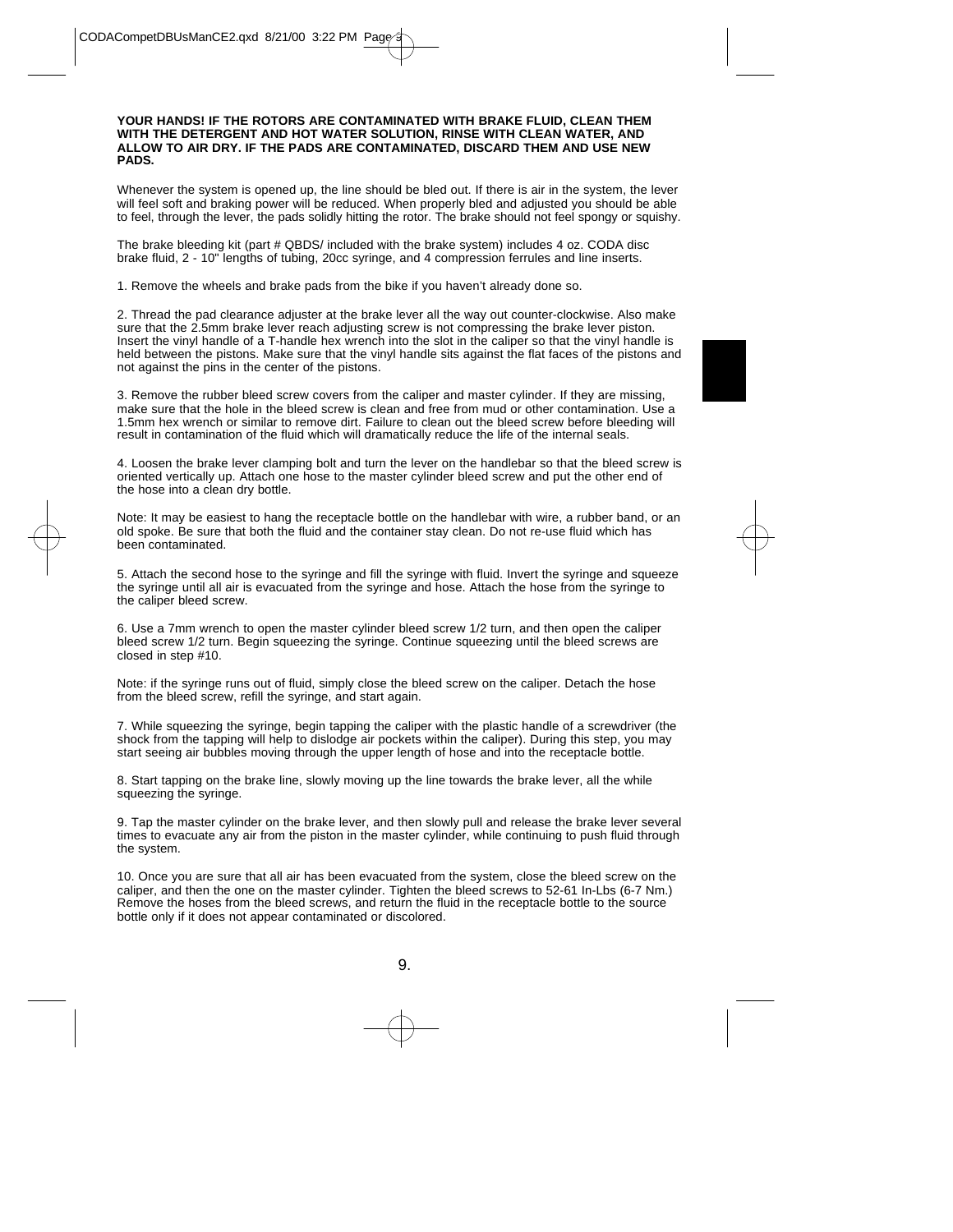**YOUR HANDS! IF THE ROTORS ARE CONTAMINATED WITH BRAKE FLUID, CLEAN THEM WITH THE DETERGENT AND HOT WATER SOLUTION, RINSE WITH CLEAN WATER, AND ALLOW TO AIR DRY. IF THE PADS ARE CONTAMINATED, DISCARD THEM AND USE NEW PADS.**

Whenever the system is opened up, the line should be bled out. If there is air in the system, the lever will feel soft and braking power will be reduced. When properly bled and adjusted you should be able to feel, through the lever, the pads solidly hitting the rotor. The brake should not feel spongy or squishy.

The brake bleeding kit (part # QBDS/ included with the brake system) includes 4 oz. CODA disc brake fluid, 2 - 10" lengths of tubing, 20cc syringe, and 4 compression ferrules and line inserts.

1. Remove the wheels and brake pads from the bike if you haven't already done so.

2. Thread the pad clearance adjuster at the brake lever all the way out counter-clockwise. Also make sure that the 2.5mm brake lever reach adjusting screw is not compressing the brake lever piston. Insert the vinyl handle of a T-handle hex wrench into the slot in the caliper so that the vinyl handle is held between the pistons. Make sure that the vinyl handle sits against the flat faces of the pistons and not against the pins in the center of the pistons.

3. Remove the rubber bleed screw covers from the caliper and master cylinder. If they are missing, make sure that the hole in the bleed screw is clean and free from mud or other contamination. Use a 1.5mm hex wrench or similar to remove dirt. Failure to clean out the bleed screw before bleeding will result in contamination of the fluid which will dramatically reduce the life of the internal seals.

4. Loosen the brake lever clamping bolt and turn the lever on the handlebar so that the bleed screw is oriented vertically up. Attach one hose to the master cylinder bleed screw and put the other end of the hose into a clean dry bottle.

Note: It may be easiest to hang the receptacle bottle on the handlebar with wire, a rubber band, or an old spoke. Be sure that both the fluid and the container stay clean. Do not re-use fluid which has been contaminated.

5. Attach the second hose to the syringe and fill the syringe with fluid. Invert the syringe and squeeze the syringe until all air is evacuated from the syringe and hose. Attach the hose from the syringe to the caliper bleed screw.

6. Use a 7mm wrench to open the master cylinder bleed screw 1/2 turn, and then open the caliper bleed screw 1/2 turn. Begin squeezing the syringe. Continue squeezing until the bleed screws are closed in step #10.

Note: if the syringe runs out of fluid, simply close the bleed screw on the caliper. Detach the hose from the bleed screw, refill the syringe, and start again.

7. While squeezing the syringe, begin tapping the caliper with the plastic handle of a screwdriver (the shock from the tapping will help to dislodge air pockets within the caliper). During this step, you may start seeing air bubbles moving through the upper length of hose and into the receptacle bottle.

8. Start tapping on the brake line, slowly moving up the line towards the brake lever, all the while squeezing the syringe.

9. Tap the master cylinder on the brake lever, and then slowly pull and release the brake lever several times to evacuate any air from the piston in the master cylinder, while continuing to push fluid through the system.

10. Once you are sure that all air has been evacuated from the system, close the bleed screw on the caliper, and then the one on the master cylinder. Tighten the bleed screws to 52-61 In-Lbs (6-7 Nm.) Remove the hoses from the bleed screws, and return the fluid in the receptacle bottle to the source bottle only if it does not appear contaminated or discolored.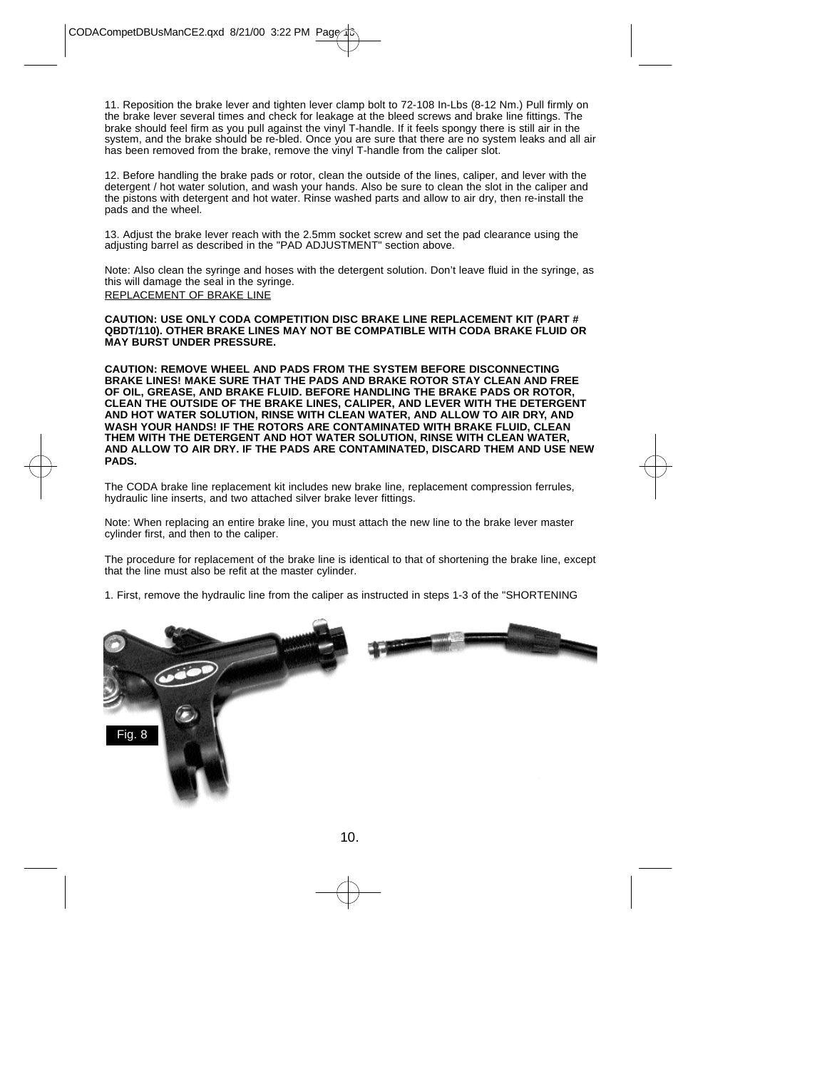11. Reposition the brake lever and tighten lever clamp bolt to 72-108 In-Lbs (8-12 Nm.) Pull firmly on the brake lever several times and check for leakage at the bleed screws and brake line fittings. The brake should feel firm as you pull against the vinyl T-handle. If it feels spongy there is still air in the system, and the brake should be re-bled. Once you are sure that there are no system leaks and all air has been removed from the brake, remove the vinyl T-handle from the caliper slot.

12. Before handling the brake pads or rotor, clean the outside of the lines, caliper, and lever with the detergent / hot water solution, and wash your hands. Also be sure to clean the slot in the caliper and the pistons with detergent and hot water. Rinse washed parts and allow to air dry, then re-install the pads and the wheel.

13. Adjust the brake lever reach with the 2.5mm socket screw and set the pad clearance using the adjusting barrel as described in the "PAD ADJUSTMENT" section above.

Note: Also clean the syringe and hoses with the detergent solution. Don't leave fluid in the syringe, as this will damage the seal in the syringe.

## REPLACEMENT OF BRAKE LINE

**CAUTION: USE ONLY CODA COMPETITION DISC BRAKE LINE REPLACEMENT KIT (PART # QBDT/110). OTHER BRAKE LINES MAY NOT BE COMPATIBLE WITH CODA BRAKE FLUID OR MAY BURST UNDER PRESSURE.**

**CAUTION: REMOVE WHEEL AND PADS FROM THE SYSTEM BEFORE DISCONNECTING BRAKE LINES! MAKE SURE THAT THE PADS AND BRAKE ROTOR STAY CLEAN AND FREE OF OIL, GREASE, AND BRAKE FLUID. BEFORE HANDLING THE BRAKE PADS OR ROTOR, CLEAN THE OUTSIDE OF THE BRAKE LINES, CALIPER, AND LEVER WITH THE DETERGENT AND HOT WATER SOLUTION, RINSE WITH CLEAN WATER, AND ALLOW TO AIR DRY, AND WASH YOUR HANDS! IF THE ROTORS ARE CONTAMINATED WITH BRAKE FLUID, CLEAN THEM WITH THE DETERGENT AND HOT WATER SOLUTION, RINSE WITH CLEAN WATER, AND ALLOW TO AIR DRY. IF THE PADS ARE CONTAMINATED, DISCARD THEM AND USE NEW PADS.**

The CODA brake line replacement kit includes new brake line, replacement compression ferrules, hydraulic line inserts, and two attached silver brake lever fittings.

Note: When replacing an entire brake line, you must attach the new line to the brake lever master cylinder first, and then to the caliper.

The procedure for replacement of the brake line is identical to that of shortening the brake line, except that the line must also be refit at the master cylinder.

1. First, remove the hydraulic line from the caliper as instructed in steps 1-3 of the "SHORTENING

Fig. 8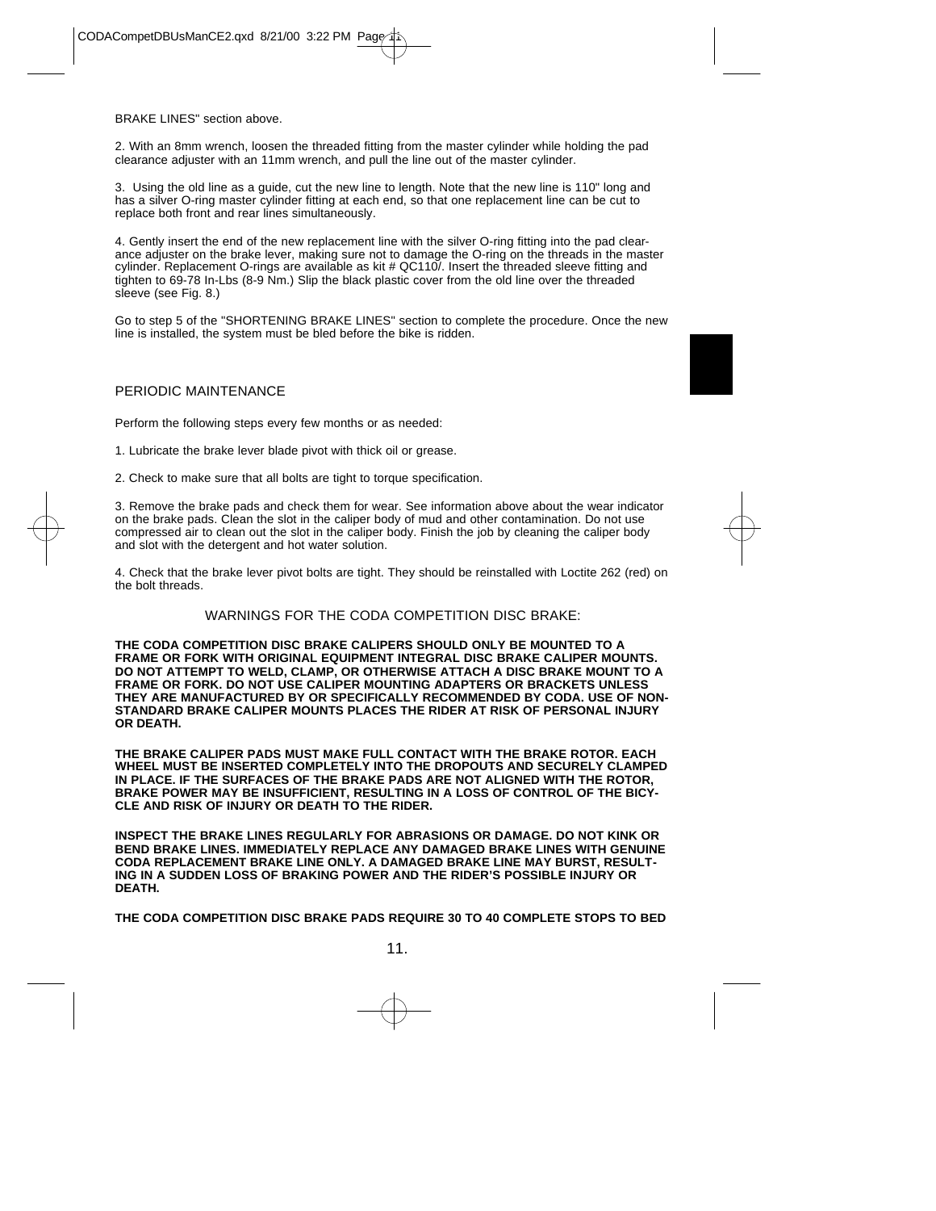BRAKE LINES" section above.

2. With an 8mm wrench, loosen the threaded fitting from the master cylinder while holding the pad clearance adjuster with an 11mm wrench, and pull the line out of the master cylinder.

3. Using the old line as a guide, cut the new line to length. Note that the new line is 110" long and has a silver O-ring master cylinder fitting at each end, so that one replacement line can be cut to replace both front and rear lines simultaneously.

4. Gently insert the end of the new replacement line with the silver O-ring fitting into the pad clearance adjuster on the brake lever, making sure not to damage the O-ring on the threads in the master cylinder. Replacement O-rings are available as kit # QC110/. Insert the threaded sleeve fitting and tighten to 69-78 In-Lbs (8-9 Nm.) Slip the black plastic cover from the old line over the threaded sleeve (see Fig. 8.)

Go to step 5 of the "SHORTENING BRAKE LINES" section to complete the procedure. Once the new line is installed, the system must be bled before the bike is ridden.

## PERIODIC MAINTENANCE

Perform the following steps every few months or as needed:

1. Lubricate the brake lever blade pivot with thick oil or grease.

2. Check to make sure that all bolts are tight to torque specification.

3. Remove the brake pads and check them for wear. See information above about the wear indicator on the brake pads. Clean the slot in the caliper body of mud and other contamination. Do not use compressed air to clean out the slot in the caliper body. Finish the job by cleaning the caliper body and slot with the detergent and hot water solution.

4. Check that the brake lever pivot bolts are tight. They should be reinstalled with Loctite 262 (red) on the bolt threads.

## WARNINGS FOR THE CODA COMPETITION DISC BRAKE:

**THE CODA COMPETITION DISC BRAKE CALIPERS SHOULD ONLY BE MOUNTED TO A FRAME OR FORK WITH ORIGINAL EQUIPMENT INTEGRAL DISC BRAKE CALIPER MOUNTS. DO NOT ATTEMPT TO WELD, CLAMP, OR OTHERWISE ATTACH A DISC BRAKE MOUNT TO A FRAME OR FORK. DO NOT USE CALIPER MOUNTING ADAPTERS OR BRACKETS UNLESS THEY ARE MANUFACTURED BY OR SPECIFICALLY RECOMMENDED BY CODA. USE OF NON-STANDARD BRAKE CALIPER MOUNTS PLACES THE RIDER AT RISK OF PERSONAL INJURY OR DEATH.**

**THE BRAKE CALIPER PADS MUST MAKE FULL CONTACT WITH THE BRAKE ROTOR. EACH WHEEL MUST BE INSERTED COMPLETELY INTO THE DROPOUTS AND SECURELY CLAMPED IN PLACE. IF THE SURFACES OF THE BRAKE PADS ARE NOT ALIGNED WITH THE ROTOR, BRAKE POWER MAY BE INSUFFICIENT, RESULTING IN A LOSS OF CONTROL OF THE BICYCLE AND RISK OF INJURY OR DEATH TO THE RIDER.**

**INSPECT THE BRAKE LINES REGULARLY FOR ABRASIONS OR DAMAGE. DO NOT KINK OR BEND BRAKE LINES. IMMEDIATELY REPLACE ANY DAMAGED BRAKE LINES WITH GENUINE CODA REPLACEMENT BRAKE LINE ONLY. A DAMAGED BRAKE LINE MAY BURST, RESULTING IN A SUDDEN LOSS OF BRAKING POWER AND THE RIDER'S POSSIBLE INJURY OR DEATH.**

**THE CODA COMPETITION DISC BRAKE PADS REQUIRE 30 TO 40 COMPLETE STOPS TO BED**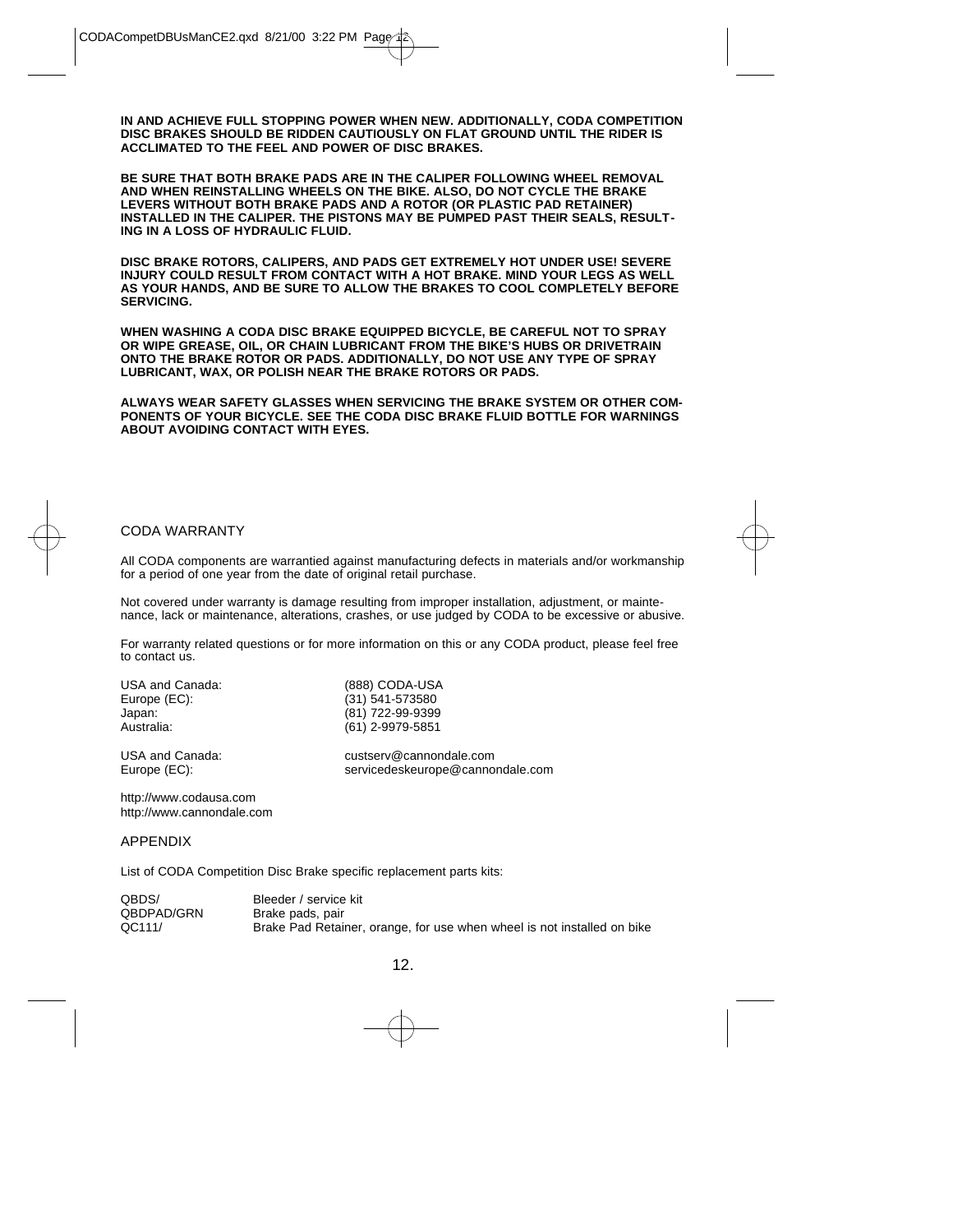**IN AND ACHIEVE FULL STOPPING POWER WHEN NEW. ADDITIONALLY, CODA COMPETITION DISC BRAKES SHOULD BE RIDDEN CAUTIOUSLY ON FLAT GROUND UNTIL THE RIDER IS ACCLIMATED TO THE FEEL AND POWER OF DISC BRAKES.**

**BE SURE THAT BOTH BRAKE PADS ARE IN THE CALIPER FOLLOWING WHEEL REMOVAL AND WHEN REINSTALLING WHEELS ON THE BIKE. ALSO, DO NOT CYCLE THE BRAKE LEVERS WITHOUT BOTH BRAKE PADS AND A ROTOR (OR PLASTIC PAD RETAINER) INSTALLED IN THE CALIPER. THE PISTONS MAY BE PUMPED PAST THEIR SEALS, RESULTING IN A LOSS OF HYDRAULIC FLUID.**

**DISC BRAKE ROTORS, CALIPERS, AND PADS GET EXTREMELY HOT UNDER USE! SEVERE INJURY COULD RESULT FROM CONTACT WITH A HOT BRAKE. MIND YOUR LEGS AS WELL AS YOUR HANDS, AND BE SURE TO ALLOW THE BRAKES TO COOL COMPLETELY BEFORE SERVICING.**

**WHEN WASHING A CODA DISC BRAKE EQUIPPED BICYCLE, BE CAREFUL NOT TO SPRAY OR WIPE GREASE, OIL, OR CHAIN LUBRICANT FROM THE BIKE'S HUBS OR DRIVETRAIN ONTO THE BRAKE ROTOR OR PADS. ADDITIONALLY, DO NOT USE ANY TYPE OF SPRAY LUBRICANT, WAX, OR POLISH NEAR THE BRAKE ROTORS OR PADS.**

**ALWAYS WEAR SAFETY GLASSES WHEN SERVICING THE BRAKE SYSTEM OR OTHER COMPONENTS OF YOUR BICYCLE. SEE THE CODA DISC BRAKE FLUID BOTTLE FOR WARNINGS ABOUT AVOIDING CONTACT WITH EYES.**

## CODA WARRANTY

All CODA components are warrantied against manufacturing defects in materials and/or workmanship for a period of one year from the date of original retail purchase.

Not covered under warranty is damage resulting from improper installation, adjustment, or maintenance, lack or maintenance, alterations, crashes, or use judged by CODA to be excessive or abusive.

For warranty related questions or for more information on this or any CODA product, please feel free to contact us.

| | |
|---|---|
| USA and Canada: | (888) CODA-USA |
| Europe (EC): | (31) 541-573580 |
| Japan: | (81) 722-99-9399 |
| Australia: | (61) 2-9979-5851 |

| | |
|---|---|
| USA and Canada: | custserv@cannondale.com |
| Europe (EC): | servicedeskeurope@cannondale.com |

http://www.codausa.com
http://www.cannondale.com

## APPENDIX

List of CODA Competition Disc Brake specific replacement parts kits:

| | |
|---|---|
| QBDS/ | Bleeder / service kit |
| QBDPAD/GRN | Brake pads, pair |
| QC111/ | Brake Pad Retainer, orange, for use when wheel is not installed on bike |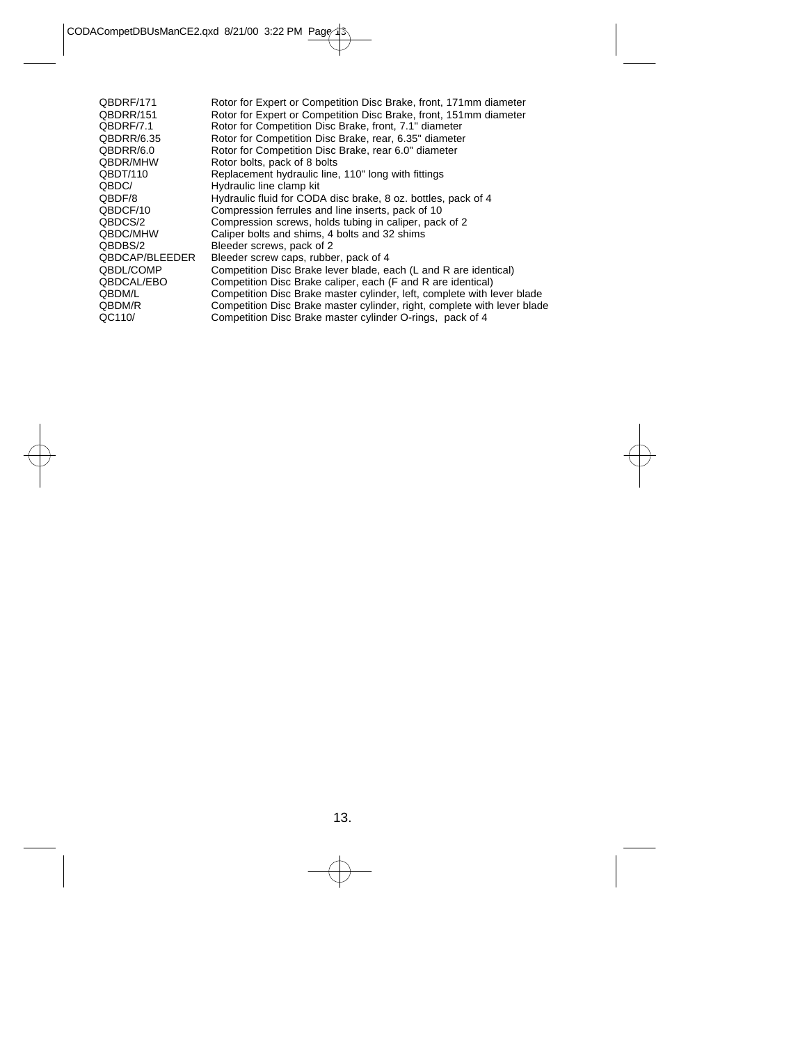| | |
|---|---|
| QBDRF/171 | Rotor for Expert or Competition Disc Brake, front, 171mm diameter |
| QBDRR/151 | Rotor for Expert or Competition Disc Brake, front, 151mm diameter |
| QBDRF/7.1 | Rotor for Competition Disc Brake, front, 7.1" diameter |
| QBDRR/6.35 | Rotor for Competition Disc Brake, rear, 6.35" diameter |
| QBDRR/6.0 | Rotor for Competition Disc Brake, rear 6.0" diameter |
| QBDR/MHW | Rotor bolts, pack of 8 bolts |
| QBDT/110 | Replacement hydraulic line, 110" long with fittings |
| QBDC/ | Hydraulic line clamp kit |
| QBDF/8 | Hydraulic fluid for CODA disc brake, 8 oz. bottles, pack of 4 |
| QBDCF/10 | Compression ferrules and line inserts, pack of 10 |
| QBDCS/2 | Compression screws, holds tubing in caliper, pack of 2 |
| QBDC/MHW | Caliper bolts and shims, 4 bolts and 32 shims |
| QBDBS/2 | Bleeder screws, pack of 2 |
| QBDCAP/BLEEDER | Bleeder screw caps, rubber, pack of 4 |
| QBDL/COMP | Competition Disc Brake lever blade, each (L and R are identical) |
| QBDCAL/EBO | Competition Disc Brake caliper, each (F and R are identical) |
| QBDM/L | Competition Disc Brake master cylinder, left, complete with lever blade |
| QBDM/R | Competition Disc Brake master cylinder, right, complete with lever blade |
| QC110/ | Competition Disc Brake master cylinder O-rings, pack of 4 |